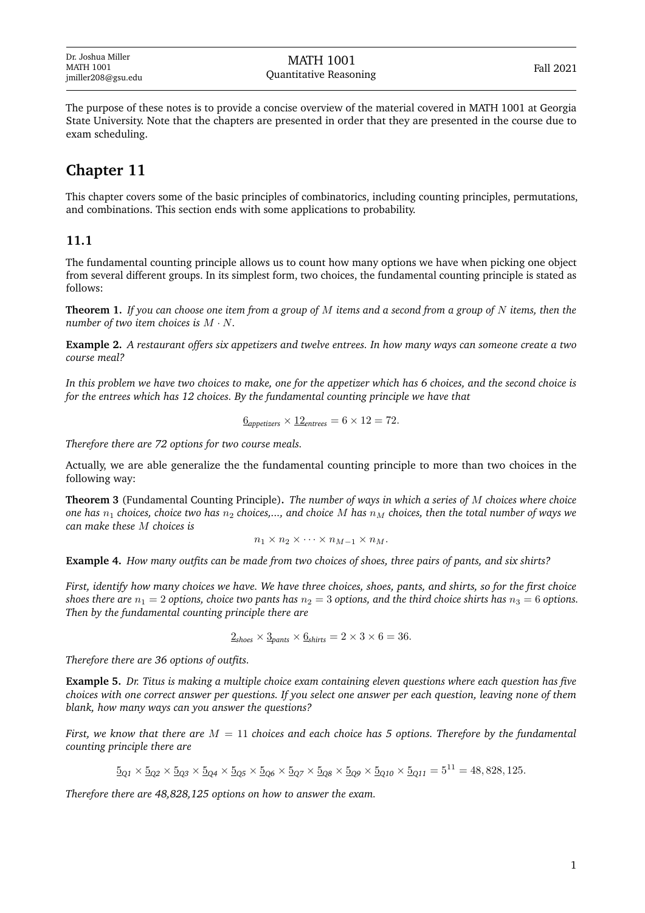Dr. Joshua Miller
MATH 1001
jmiller208@gsu.edu

MATH 1001
Quantitative Reasoning

Fall 2021

The purpose of these notes is to provide a concise overview of the material covered in MATH 1001 at Georgia State University. Note that the chapters are presented in order that they are presented in the course due to exam scheduling.

# Chapter 11

This chapter covers some of the basic principles of combinatorics, including counting principles, permutations, and combinations. This section ends with some applications to probability.

## 11.1

The fundamental counting principle allows us to count how many options we have when picking one object from several different groups. In its simplest form, two choices, the fundamental counting principle is stated as follows:

**Theorem 1.** *If you can choose one item from a group of $M$ items and a second from a group of $N$ items, then the number of two item choices is $M \cdot N$.*

**Example 2.** *A restaurant offers six appetizers and twelve entrees. In how many ways can someone create a two course meal?*

*In this problem we have two choices to make, one for the appetizer which has 6 choices, and the second choice is for the entrees which has 12 choices. By the fundamental counting principle we have that*

$$\underline{6}_{appetizers} \times \underline{12}_{entrees} = 6 \times 12 = 72.$$

*Therefore there are 72 options for two course meals.*

Actually, we are able generalize the the fundamental counting principle to more than two choices in the following way:

**Theorem 3** (Fundamental Counting Principle)**.** *The number of ways in which a series of $M$ choices where choice one has $n_1$ choices, choice two has $n_2$ choices,..., and choice $M$ has $n_M$ choices, then the total number of ways we can make these $M$ choices is*

$$n_1 \times n_2 \times \cdots \times n_{M-1} \times n_M.$$

**Example 4.** *How many outfits can be made from two choices of shoes, three pairs of pants, and six shirts?*

*First, identify how many choices we have. We have three choices, shoes, pants, and shirts, so for the first choice shoes there are $n_1 = 2$ options, choice two pants has $n_2 = 3$ options, and the third choice shirts has $n_3 = 6$ options. Then by the fundamental counting principle there are*

$$\underline{2}_{shoes} \times \underline{3}_{pants} \times \underline{6}_{shirts} = 2 \times 3 \times 6 = 36.$$

*Therefore there are 36 options of outfits.*

**Example 5.** *Dr. Titus is making a multiple choice exam containing eleven questions where each question has five choices with one correct answer per questions. If you select one answer per each question, leaving none of them blank, how many ways can you answer the questions?*

*First, we know that there are $M = 11$ choices and each choice has 5 options. Therefore by the fundamental counting principle there are*

$$\underline{5}_{Q1} \times \underline{5}_{Q2} \times \underline{5}_{Q3} \times \underline{5}_{Q4} \times \underline{5}_{Q5} \times \underline{5}_{Q6} \times \underline{5}_{Q7} \times \underline{5}_{Q8} \times \underline{5}_{Q9} \times \underline{5}_{Q10} \times \underline{5}_{Q11} = 5^{11} = 48,828,125.$$

*Therefore there are 48,828,125 options on how to answer the exam.*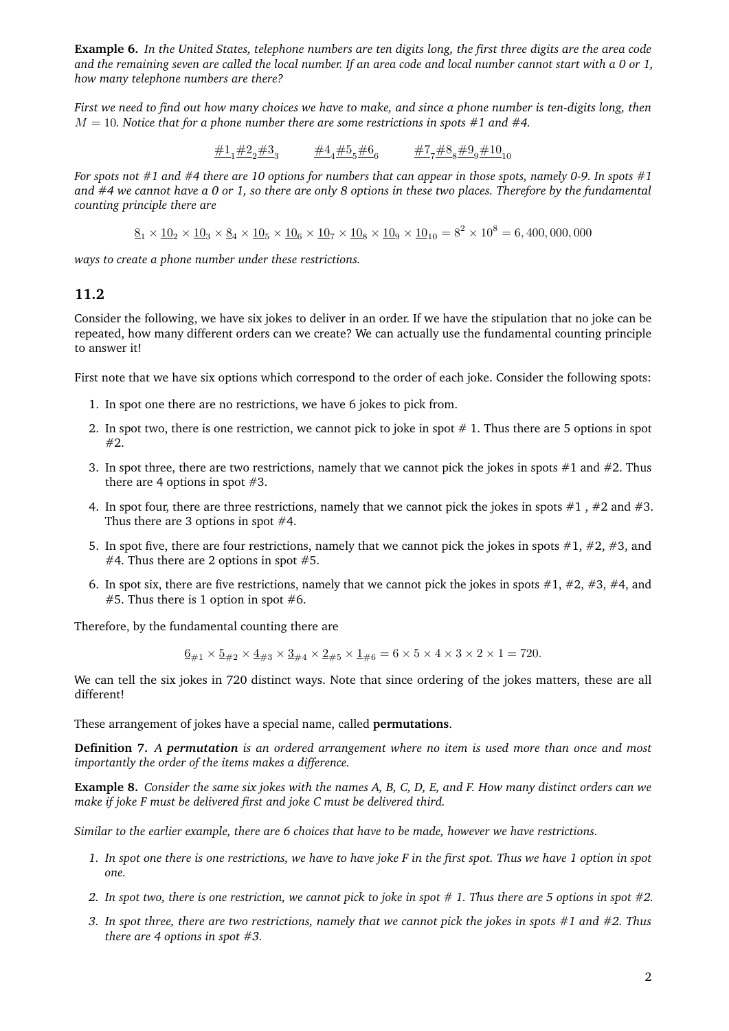**Example 6.** *In the United States, telephone numbers are ten digits long, the first three digits are the area code and the remaining seven are called the local number. If an area code and local number cannot start with a 0 or 1, how many telephone numbers are there?*

*First we need to find out how many choices we have to make, and since a phone number is ten-digits long, then* $M = 10$. *Notice that for a phone number there are some restrictions in spots #1 and #4.*

$$\underline{\#1}_1\underline{\#2}_2\underline{\#3}_3 \qquad \underline{\#4}_4\underline{\#5}_5\underline{\#6}_6 \qquad \underline{\#7}_7\underline{\#8}_8\underline{\#9}_9\underline{\#10}_{10}$$

*For spots not #1 and #4 there are 10 options for numbers that can appear in those spots, namely 0-9. In spots #1 and #4 we cannot have a 0 or 1, so there are only 8 options in these two places. Therefore by the fundamental counting principle there are*

$$\underline{8}_1 \times \underline{10}_2 \times \underline{10}_3 \times \underline{8}_4 \times \underline{10}_5 \times \underline{10}_6 \times \underline{10}_7 \times \underline{10}_8 \times \underline{10}_9 \times \underline{10}_{10} = 8^2 \times 10^8 = 6,400,000,000$$

*ways to create a phone number under these restrictions.*

## 11.2

Consider the following, we have six jokes to deliver in an order. If we have the stipulation that no joke can be repeated, how many different orders can we create? We can actually use the fundamental counting principle to answer it!

First note that we have six options which correspond to the order of each joke. Consider the following spots:

1. In spot one there are no restrictions, we have 6 jokes to pick from.
2. In spot two, there is one restriction, we cannot pick to joke in spot # 1. Thus there are 5 options in spot #2.
3. In spot three, there are two restrictions, namely that we cannot pick the jokes in spots #1 and #2. Thus there are 4 options in spot #3.
4. In spot four, there are three restrictions, namely that we cannot pick the jokes in spots #1 , #2 and #3. Thus there are 3 options in spot #4.
5. In spot five, there are four restrictions, namely that we cannot pick the jokes in spots #1, #2, #3, and #4. Thus there are 2 options in spot #5.
6. In spot six, there are five restrictions, namely that we cannot pick the jokes in spots #1, #2, #3, #4, and #5. Thus there is 1 option in spot #6.

Therefore, by the fundamental counting there are

$$\underline{6}_{\#1} \times \underline{5}_{\#2} \times \underline{4}_{\#3} \times \underline{3}_{\#4} \times \underline{2}_{\#5} \times \underline{1}_{\#6} = 6 \times 5 \times 4 \times 3 \times 2 \times 1 = 720.$$

We can tell the six jokes in 720 distinct ways. Note that since ordering of the jokes matters, these are all different!

These arrangement of jokes have a special name, called **permutations**.

**Definition 7.** *A **permutation** is an ordered arrangement where no item is used more than once and most importantly the order of the items makes a difference.*

**Example 8.** *Consider the same six jokes with the names A, B, C, D, E, and F. How many distinct orders can we make if joke F must be delivered first and joke C must be delivered third.*

*Similar to the earlier example, there are 6 choices that have to be made, however we have restrictions.*

1. *In spot one there is one restrictions, we have to have joke F in the first spot. Thus we have 1 option in spot one.*
2. *In spot two, there is one restriction, we cannot pick to joke in spot # 1. Thus there are 5 options in spot #2.*
3. *In spot three, there are two restrictions, namely that we cannot pick the jokes in spots #1 and #2. Thus there are 4 options in spot #3.*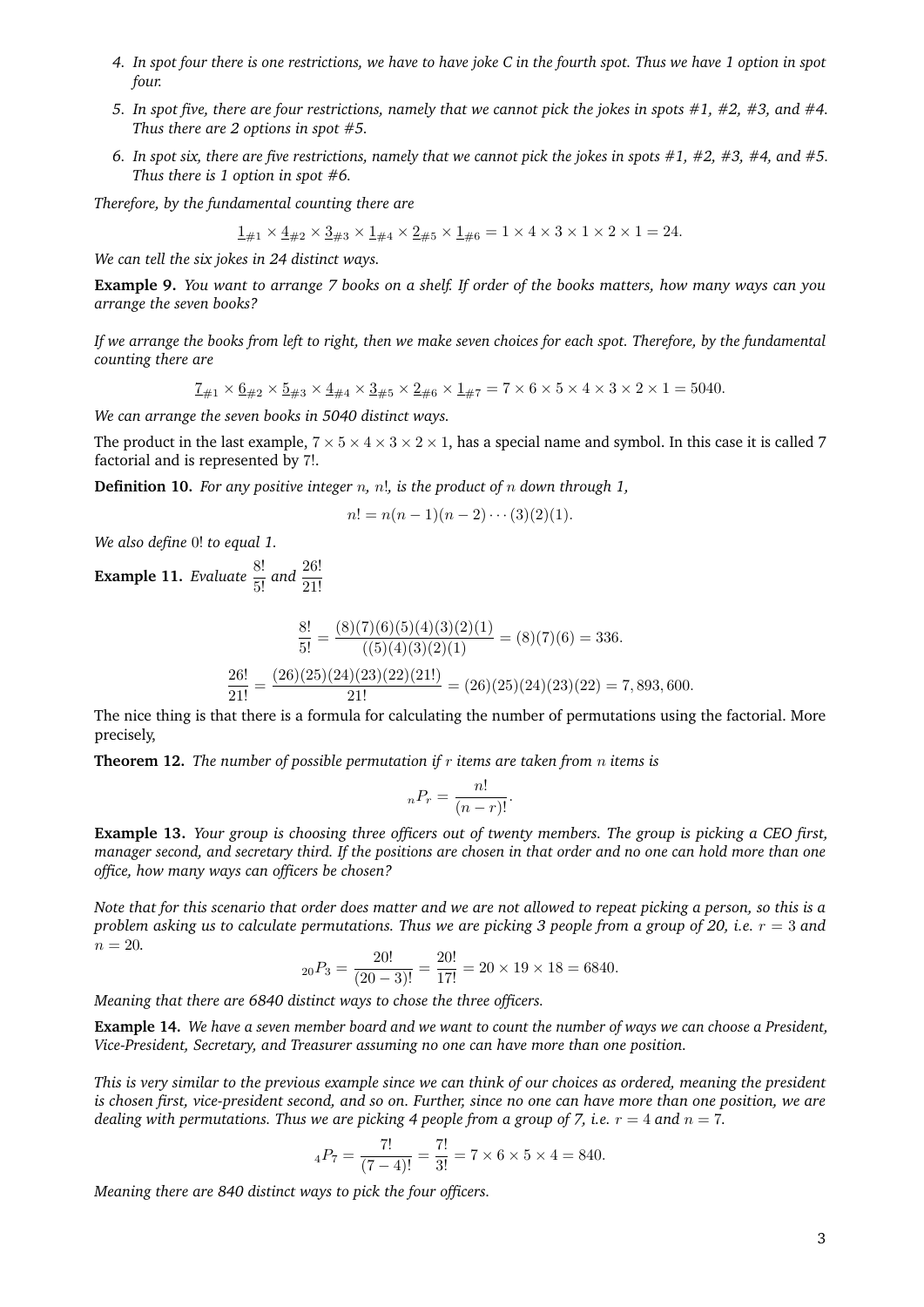4. *In spot four there is one restrictions, we have to have joke C in the fourth spot. Thus we have 1 option in spot four.*
5. *In spot five, there are four restrictions, namely that we cannot pick the jokes in spots #1, #2, #3, and #4. Thus there are 2 options in spot #5.*
6. *In spot six, there are five restrictions, namely that we cannot pick the jokes in spots #1, #2, #3, #4, and #5. Thus there is 1 option in spot #6.*

*Therefore, by the fundamental counting there are*

$$\underline{1}_{\#1} \times \underline{4}_{\#2} \times \underline{3}_{\#3} \times \underline{1}_{\#4} \times \underline{2}_{\#5} \times \underline{1}_{\#6} = 1 \times 4 \times 3 \times 1 \times 2 \times 1 = 24.$$

*We can tell the six jokes in 24 distinct ways.*

**Example 9.** *You want to arrange 7 books on a shelf. If order of the books matters, how many ways can you arrange the seven books?*

*If we arrange the books from left to right, then we make seven choices for each spot. Therefore, by the fundamental counting there are*

$$\underline{7}_{\#1} \times \underline{6}_{\#2} \times \underline{5}_{\#3} \times \underline{4}_{\#4} \times \underline{3}_{\#5} \times \underline{2}_{\#6} \times \underline{1}_{\#7} = 7 \times 6 \times 5 \times 4 \times 3 \times 2 \times 1 = 5040.$$

*We can arrange the seven books in 5040 distinct ways.*

The product in the last example, $7 \times 5 \times 4 \times 3 \times 2 \times 1$, has a special name and symbol. In this case it is called 7 factorial and is represented by $7!$.

**Definition 10.** *For any positive integer $n$, $n!$, is the product of $n$ down through 1,*

$$n! = n(n-1)(n-2)\cdots(3)(2)(1).$$

*We also define $0!$ to equal 1.*

**Example 11.** *Evaluate $\frac{8!}{5!}$ and $\frac{26!}{21!}$*

$$\frac{8!}{5!} = \frac{(8)(7)(6)(5)(4)(3)(2)(1)}{((5)(4)(3)(2)(1)} = (8)(7)(6) = 336.$$

$$\frac{26!}{21!} = \frac{(26)(25)(24)(23)(22)(21!)}{21!} = (26)(25)(24)(23)(22) = 7,893,600.$$

The nice thing is that there is a formula for calculating the number of permutations using the factorial. More precisely,

**Theorem 12.** *The number of possible permutation if $r$ items are taken from $n$ items is*

$${}_nP_r = \frac{n!}{(n-r)!}.$$

**Example 13.** *Your group is choosing three officers out of twenty members. The group is picking a CEO first, manager second, and secretary third. If the positions are chosen in that order and no one can hold more than one office, how many ways can officers be chosen?*

*Note that for this scenario that order does matter and we are not allowed to repeat picking a person, so this is a problem asking us to calculate permutations. Thus we are picking 3 people from a group of 20, i.e. $r = 3$ and $n = 20$.*

$${}_{20}P_3 = \frac{20!}{(20-3)!} = \frac{20!}{17!} = 20 \times 19 \times 18 = 6840.$$

*Meaning that there are 6840 distinct ways to chose the three officers.*

**Example 14.** *We have a seven member board and we want to count the number of ways we can choose a President, Vice-President, Secretary, and Treasurer assuming no one can have more than one position.*

*This is very similar to the previous example since we can think of our choices as ordered, meaning the president is chosen first, vice-president second, and so on. Further, since no one can have more than one position, we are dealing with permutations. Thus we are picking 4 people from a group of 7, i.e. $r = 4$ and $n = 7$.*

$${}_4P_7 = \frac{7!}{(7-4)!} = \frac{7!}{3!} = 7 \times 6 \times 5 \times 4 = 840.$$

*Meaning there are 840 distinct ways to pick the four officers.*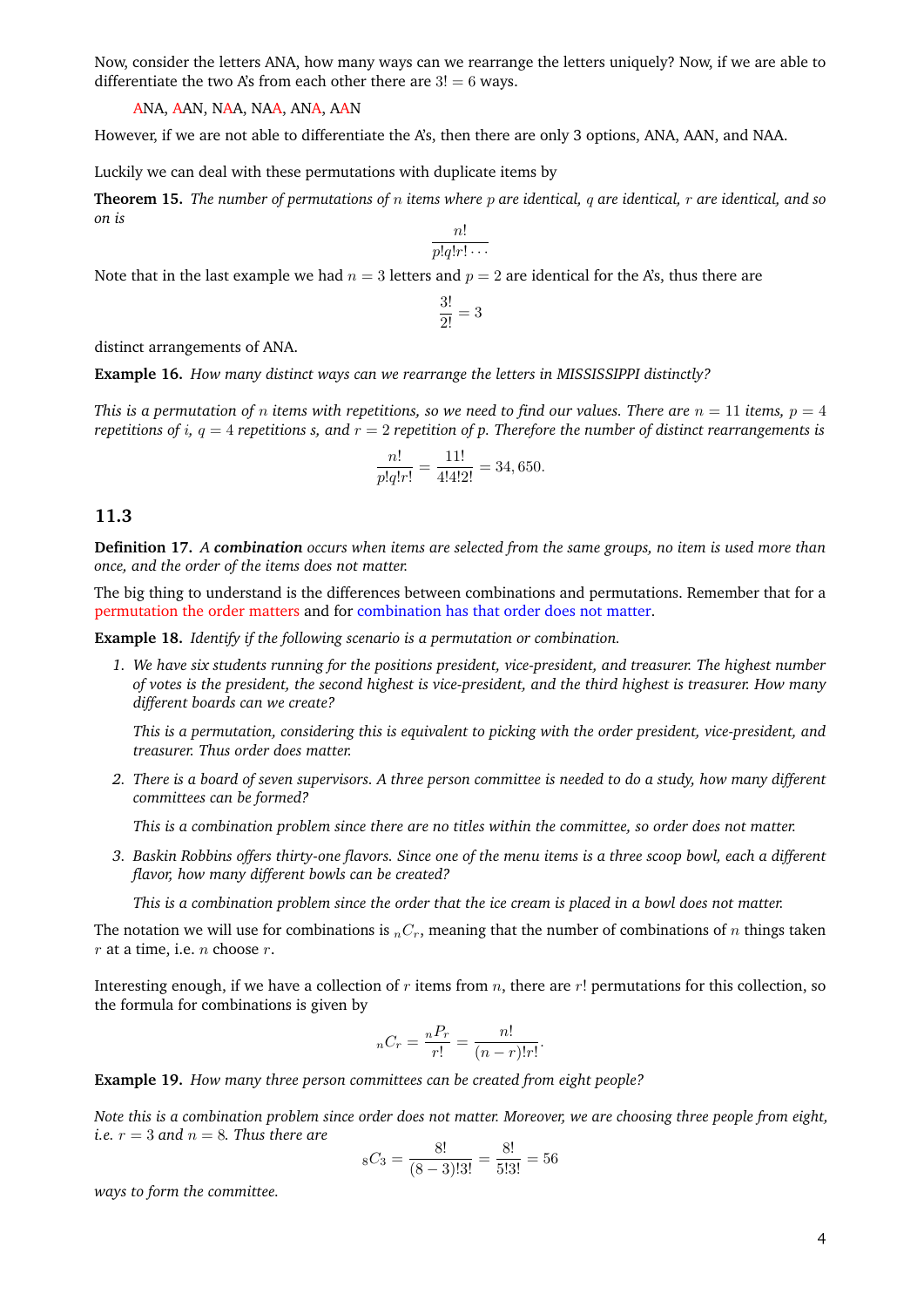Now, consider the letters ANA, how many ways can we rearrange the letters uniquely? Now, if we are able to differentiate the two A's from each other there are $3! = 6$ ways.

ANA, AAN, NAA, NAA, ANA, AAN

However, if we are not able to differentiate the A's, then there are only 3 options, ANA, AAN, and NAA.

Luckily we can deal with these permutations with duplicate items by

**Theorem 15.** *The number of permutations of $n$ items where $p$ are identical, $q$ are identical, $r$ are identical, and so on is*

$$\frac{n!}{p!q!r!\cdots}$$

Note that in the last example we had $n = 3$ letters and $p = 2$ are identical for the A's, thus there are

$$\frac{3!}{2!} = 3$$

distinct arrangements of ANA.

**Example 16.** *How many distinct ways can we rearrange the letters in MISSISSIPPI distinctly?*

*This is a permutation of $n$ items with repetitions, so we need to find our values. There are $n = 11$ items, $p = 4$ repetitions of $i$, $q = 4$ repetitions s, and $r = 2$ repetition of p. Therefore the number of distinct rearrangements is*

$$\frac{n!}{p!q!r!} = \frac{11!}{4!4!2!} = 34,650.$$

## 11.3

**Definition 17.** *A **combination** occurs when items are selected from the same groups, no item is used more than once, and the order of the items does not matter.*

The big thing to understand is the differences between combinations and permutations. Remember that for a permutation the order matters and for combination has that order does not matter.

**Example 18.** *Identify if the following scenario is a permutation or combination.*

1. *We have six students running for the positions president, vice-president, and treasurer. The highest number of votes is the president, the second highest is vice-president, and the third highest is treasurer. How many different boards can we create?*

   *This is a permutation, considering this is equivalent to picking with the order president, vice-president, and treasurer. Thus order does matter.*

2. *There is a board of seven supervisors. A three person committee is needed to do a study, how many different committees can be formed?*

   *This is a combination problem since there are no titles within the committee, so order does not matter.*

3. *Baskin Robbins offers thirty-one flavors. Since one of the menu items is a three scoop bowl, each a different flavor, how many different bowls can be created?*

   *This is a combination problem since the order that the ice cream is placed in a bowl does not matter.*

The notation we will use for combinations is ${}_nC_r$, meaning that the number of combinations of $n$ things taken $r$ at a time, i.e. $n$ choose $r$.

Interesting enough, if we have a collection of $r$ items from $n$, there are $r!$ permutations for this collection, so the formula for combinations is given by

$${}_nC_r = \frac{{}_nP_r}{r!} = \frac{n!}{(n-r)!r!}.$$

**Example 19.** *How many three person committees can be created from eight people?*

*Note this is a combination problem since order does not matter. Moreover, we are choosing three people from eight, i.e. $r = 3$ and $n = 8$. Thus there are*

$${}_8C_3 = \frac{8!}{(8-3)!3!} = \frac{8!}{5!3!} = 56$$

*ways to form the committee.*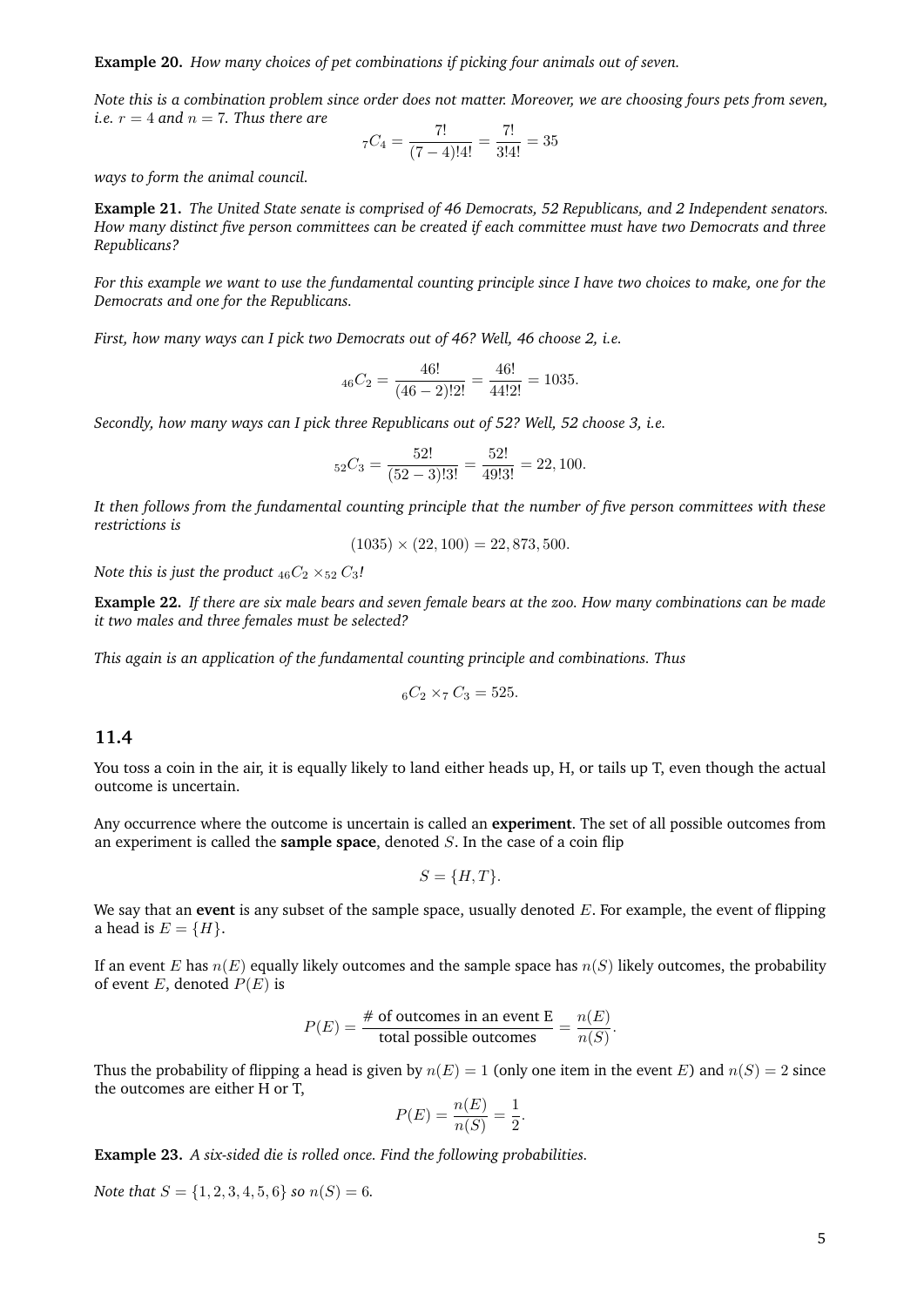**Example 20.** *How many choices of pet combinations if picking four animals out of seven.*

*Note this is a combination problem since order does not matter. Moreover, we are choosing fours pets from seven, i.e. $r = 4$ and $n = 7$. Thus there are*

$$_7C_4 = \frac{7!}{(7-4)!4!} = \frac{7!}{3!4!} = 35$$

*ways to form the animal council.*

**Example 21.** *The United State senate is comprised of 46 Democrats, 52 Republicans, and 2 Independent senators. How many distinct five person committees can be created if each committee must have two Democrats and three Republicans?*

*For this example we want to use the fundamental counting principle since I have two choices to make, one for the Democrats and one for the Republicans.*

*First, how many ways can I pick two Democrats out of 46? Well, 46 choose 2, i.e.*

$$_{46}C_2 = \frac{46!}{(46-2)!2!} = \frac{46!}{44!2!} = 1035.$$

*Secondly, how many ways can I pick three Republicans out of 52? Well, 52 choose 3, i.e.*

$$_{52}C_3 = \frac{52!}{(52-3)!3!} = \frac{52!}{49!3!} = 22,100.$$

*It then follows from the fundamental counting principle that the number of five person committees with these restrictions is*

$$(1035) \times (22,100) = 22,873,500.$$

*Note this is just the product $_{46}C_2 \times_{52} C_3$!*

**Example 22.** *If there are six male bears and seven female bears at the zoo. How many combinations can be made it two males and three females must be selected?*

*This again is an application of the fundamental counting principle and combinations. Thus*

$$_6C_2 \times_7 C_3 = 525.$$

## 11.4

You toss a coin in the air, it is equally likely to land either heads up, H, or tails up T, even though the actual outcome is uncertain.

Any occurrence where the outcome is uncertain is called an **experiment**. The set of all possible outcomes from an experiment is called the **sample space**, denoted $S$. In the case of a coin flip

$$S = \{H, T\}.$$

We say that an **event** is any subset of the sample space, usually denoted $E$. For example, the event of flipping a head is $E = \{H\}$.

If an event $E$ has $n(E)$ equally likely outcomes and the sample space has $n(S)$ likely outcomes, the probability of event $E$, denoted $P(E)$ is

$$P(E) = \frac{\text{\# of outcomes in an event E}}{\text{total possible outcomes}} = \frac{n(E)}{n(S)}.$$

Thus the probability of flipping a head is given by $n(E) = 1$ (only one item in the event $E$) and $n(S) = 2$ since the outcomes are either H or T,

$$P(E) = \frac{n(E)}{n(S)} = \frac{1}{2}.$$

**Example 23.** *A six-sided die is rolled once. Find the following probabilities.*

*Note that $S = \{1, 2, 3, 4, 5, 6\}$ so $n(S) = 6$.*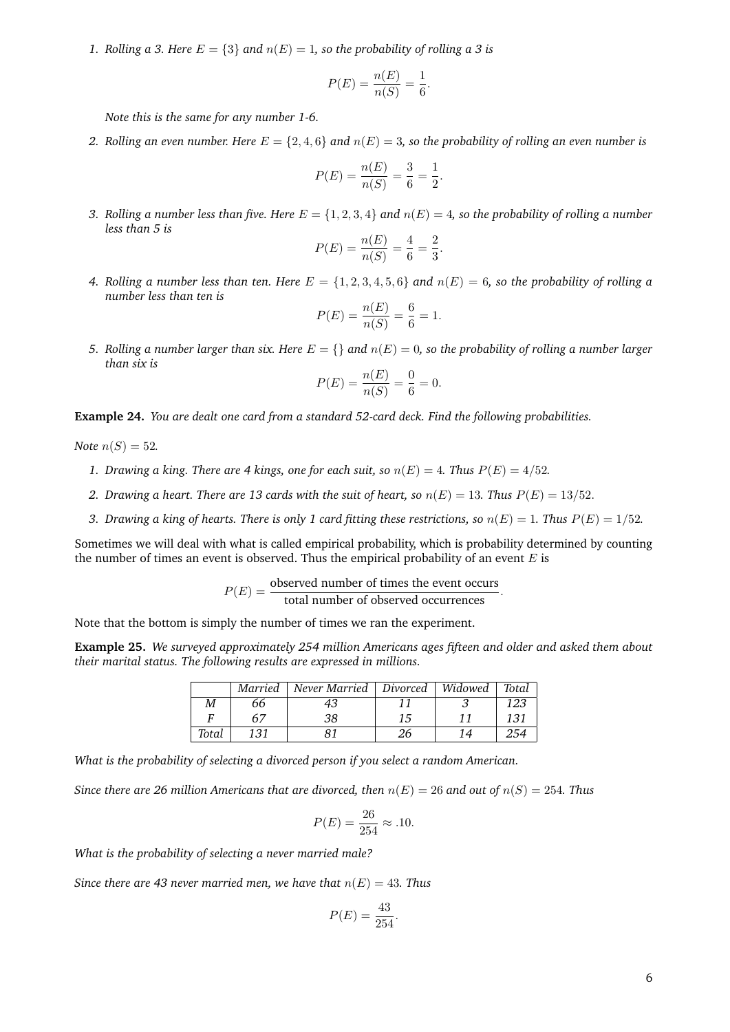1. *Rolling a 3. Here $E = \{3\}$ and $n(E) = 1$, so the probability of rolling a 3 is*

$$P(E) = \frac{n(E)}{n(S)} = \frac{1}{6}.$$

   *Note this is the same for any number 1-6.*

2. *Rolling an even number. Here $E = \{2, 4, 6\}$ and $n(E) = 3$, so the probability of rolling an even number is*

$$P(E) = \frac{n(E)}{n(S)} = \frac{3}{6} = \frac{1}{2}.$$

3. *Rolling a number less than five. Here $E = \{1, 2, 3, 4\}$ and $n(E) = 4$, so the probability of rolling a number less than 5 is*

$$P(E) = \frac{n(E)}{n(S)} = \frac{4}{6} = \frac{2}{3}.$$

4. *Rolling a number less than ten. Here $E = \{1, 2, 3, 4, 5, 6\}$ and $n(E) = 6$, so the probability of rolling a number less than ten is*

$$P(E) = \frac{n(E)}{n(S)} = \frac{6}{6} = 1.$$

5. *Rolling a number larger than six. Here $E = \{\}$ and $n(E) = 0$, so the probability of rolling a number larger than six is*

$$P(E) = \frac{n(E)}{n(S)} = \frac{0}{6} = 0.$$

**Example 24.** *You are dealt one card from a standard 52-card deck. Find the following probabilities.*

*Note $n(S) = 52$.*

1. *Drawing a king. There are 4 kings, one for each suit, so $n(E) = 4$. Thus $P(E) = 4/52$.*
2. *Drawing a heart. There are 13 cards with the suit of heart, so $n(E) = 13$. Thus $P(E) = 13/52$.*
3. *Drawing a king of hearts. There is only 1 card fitting these restrictions, so $n(E) = 1$. Thus $P(E) = 1/52$.*

Sometimes we will deal with what is called empirical probability, which is probability determined by counting the number of times an event is observed. Thus the empirical probability of an event $E$ is

$$P(E) = \frac{\text{observed number of times the event occurs}}{\text{total number of observed occurrences}}.$$

Note that the bottom is simply the number of times we ran the experiment.

**Example 25.** *We surveyed approximately 254 million Americans ages fifteen and older and asked them about their marital status. The following results are expressed in millions.*

| | *Married* | *Never Married* | *Divorced* | *Widowed* | *Total* |
|---|---|---|---|---|---|
| *M* | *66* | *43* | *11* | *3* | *123* |
| *F* | *67* | *38* | *15* | *11* | *131* |
| *Total* | *131* | *81* | *26* | *14* | *254* |

*What is the probability of selecting a divorced person if you select a random American.*

*Since there are 26 million Americans that are divorced, then $n(E) = 26$ and out of $n(S) = 254$. Thus*

$$P(E) = \frac{26}{254} \approx .10.$$

*What is the probability of selecting a never married male?*

*Since there are 43 never married men, we have that $n(E) = 43$. Thus*

$$P(E) = \frac{43}{254}.$$